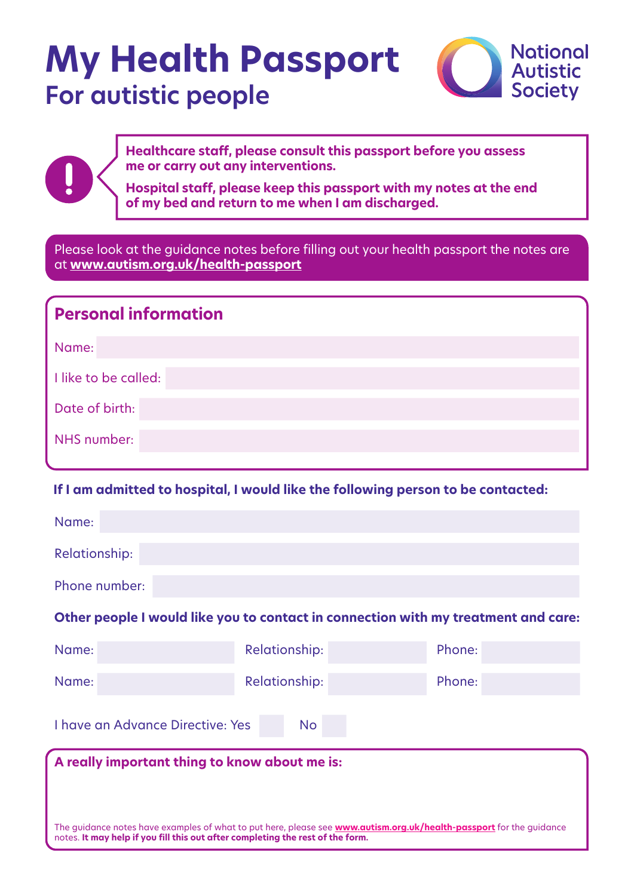# My Health Passport

## For autistic people

National Autistic Society

**Healthcare staff, please consult this passport before you assess me or carry out any interventions.**

**Hospital staff, please keep this passport with my notes at the end of my bed and return to me when I am discharged.**

Please look at the guidance notes before filling out your health passport the notes are at **www.autism.org.uk/health-passport**

## Personal information

Name:

I like to be called:

Date of birth:

NHS number:

**If I am admitted to hospital, I would like the following person to be contacted:**

Name:

Relationship:

Phone number:

**Other people I would like you to contact in connection with my treatment and care:**

| | | | | | |
|---|---|---|---|---|---|
| Name: | | Relationship: | | Phone: | |
| Name: | | Relationship: | | Phone: | |

I have an Advance Directive: Yes ☐ No ☐

**A really important thing to know about me is:**

The guidance notes have examples of what to put here, please see **www.autism.org.uk/health-passport** for the guidance notes. **It may help if you fill this out after completing the rest of the form.**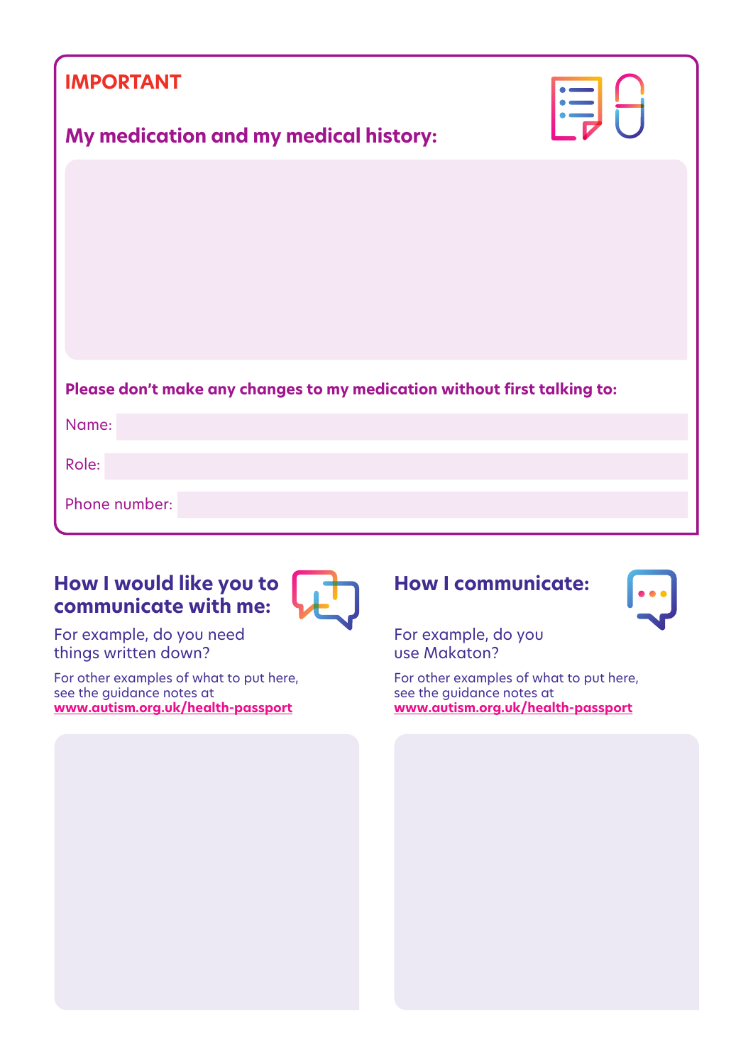**IMPORTANT**

## My medication and my medical history:

**Please don't make any changes to my medication without first talking to:**

Name:

Role:

Phone number:

## How I would like you to communicate with me:

For example, do you need things written down?

For other examples of what to put here, see the guidance notes at **www.autism.org.uk/health-passport**

## How I communicate:

For example, do you use Makaton?

For other examples of what to put here, see the guidance notes at **www.autism.org.uk/health-passport**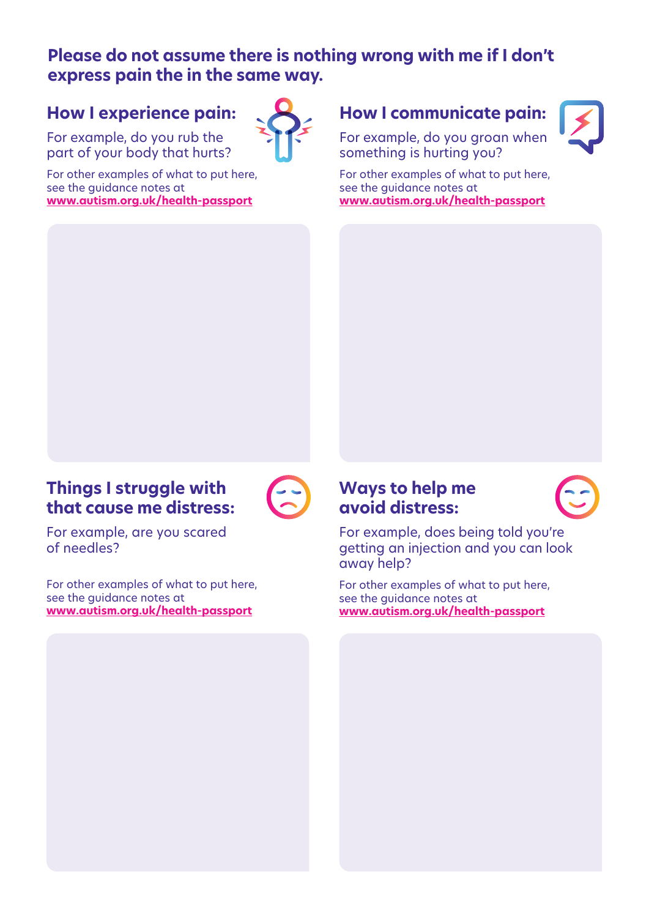**Please do not assume there is nothing wrong with me if I don't express pain the in the same way.**

## How I experience pain:

For example, do you rub the part of your body that hurts?

For other examples of what to put here, see the guidance notes at **www.autism.org.uk/health-passport**

## How I communicate pain:

For example, do you groan when something is hurting you?

For other examples of what to put here, see the guidance notes at **www.autism.org.uk/health-passport**

## Things I struggle with that cause me distress:

For example, are you scared of needles?

For other examples of what to put here, see the guidance notes at **www.autism.org.uk/health-passport**

## Ways to help me avoid distress:

For example, does being told you're getting an injection and you can look away help?

For other examples of what to put here, see the guidance notes at **www.autism.org.uk/health-passport**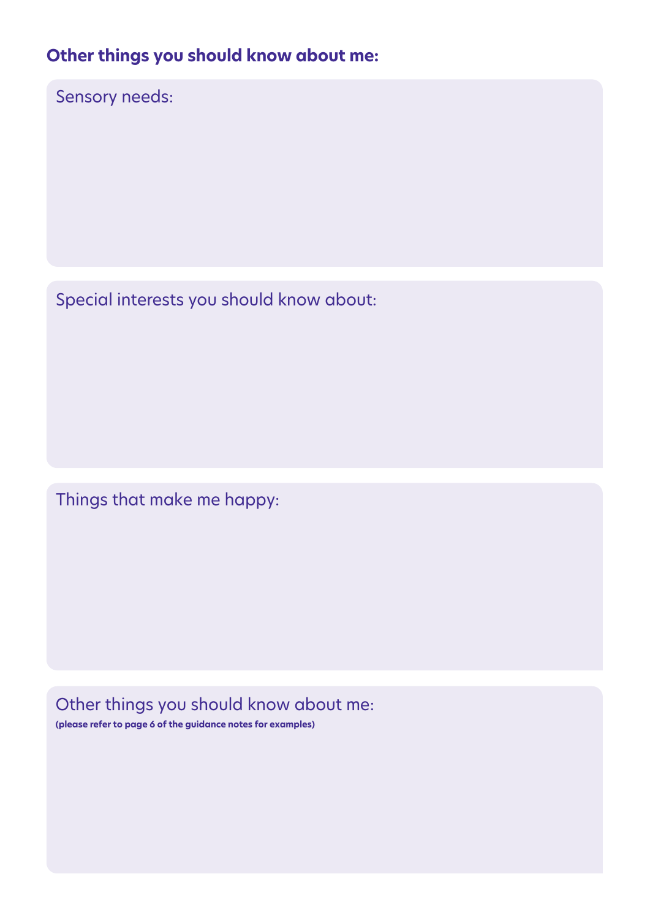## Other things you should know about me:

Sensory needs:

Special interests you should know about:

Things that make me happy:

Other things you should know about me:
**(please refer to page 6 of the guidance notes for examples)**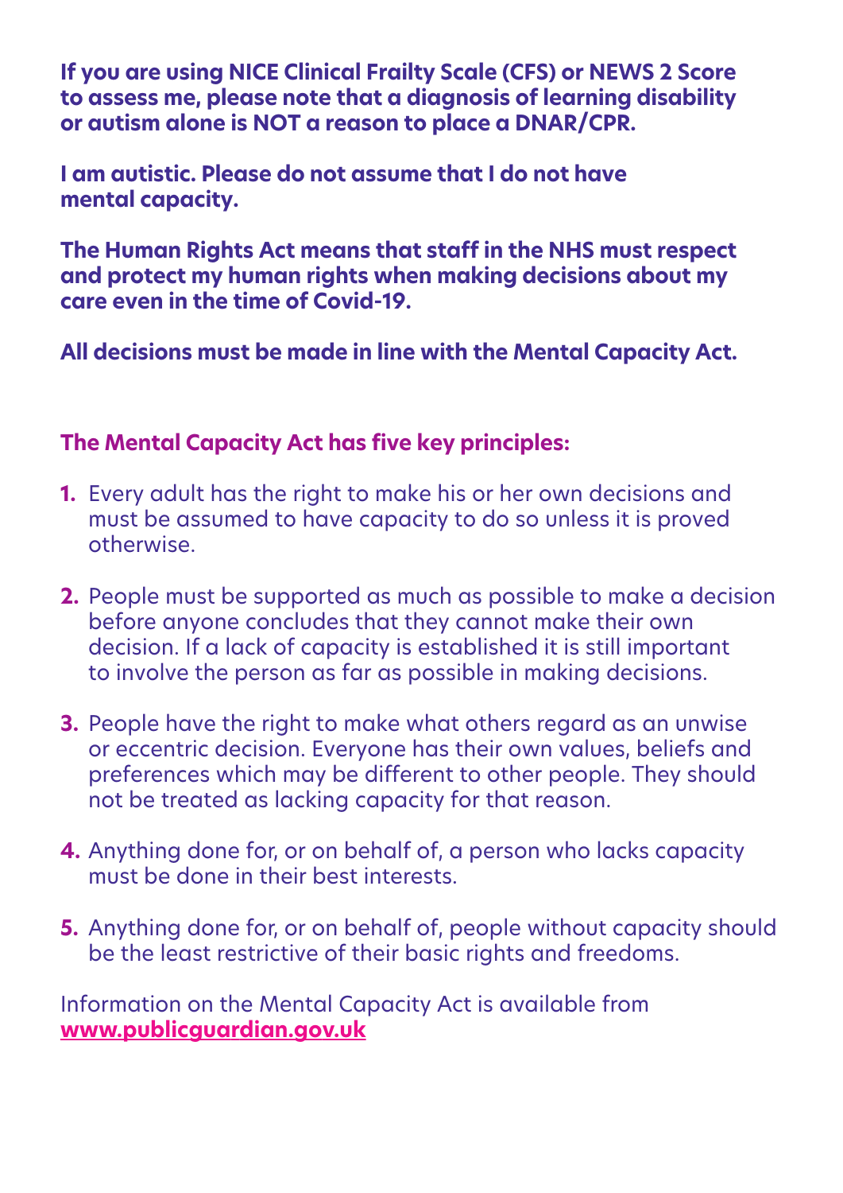**If you are using NICE Clinical Frailty Scale (CFS) or NEWS 2 Score to assess me, please note that a diagnosis of learning disability or autism alone is NOT a reason to place a DNAR/CPR.**

**I am autistic. Please do not assume that I do not have mental capacity.**

**The Human Rights Act means that staff in the NHS must respect and protect my human rights when making decisions about my care even in the time of Covid-19.**

**All decisions must be made in line with the Mental Capacity Act.**

## The Mental Capacity Act has five key principles:

1. Every adult has the right to make his or her own decisions and must be assumed to have capacity to do so unless it is proved otherwise.
2. People must be supported as much as possible to make a decision before anyone concludes that they cannot make their own decision. If a lack of capacity is established it is still important to involve the person as far as possible in making decisions.
3. People have the right to make what others regard as an unwise or eccentric decision. Everyone has their own values, beliefs and preferences which may be different to other people. They should not be treated as lacking capacity for that reason.
4. Anything done for, or on behalf of, a person who lacks capacity must be done in their best interests.
5. Anything done for, or on behalf of, people without capacity should be the least restrictive of their basic rights and freedoms.

Information on the Mental Capacity Act is available from **www.publicguardian.gov.uk**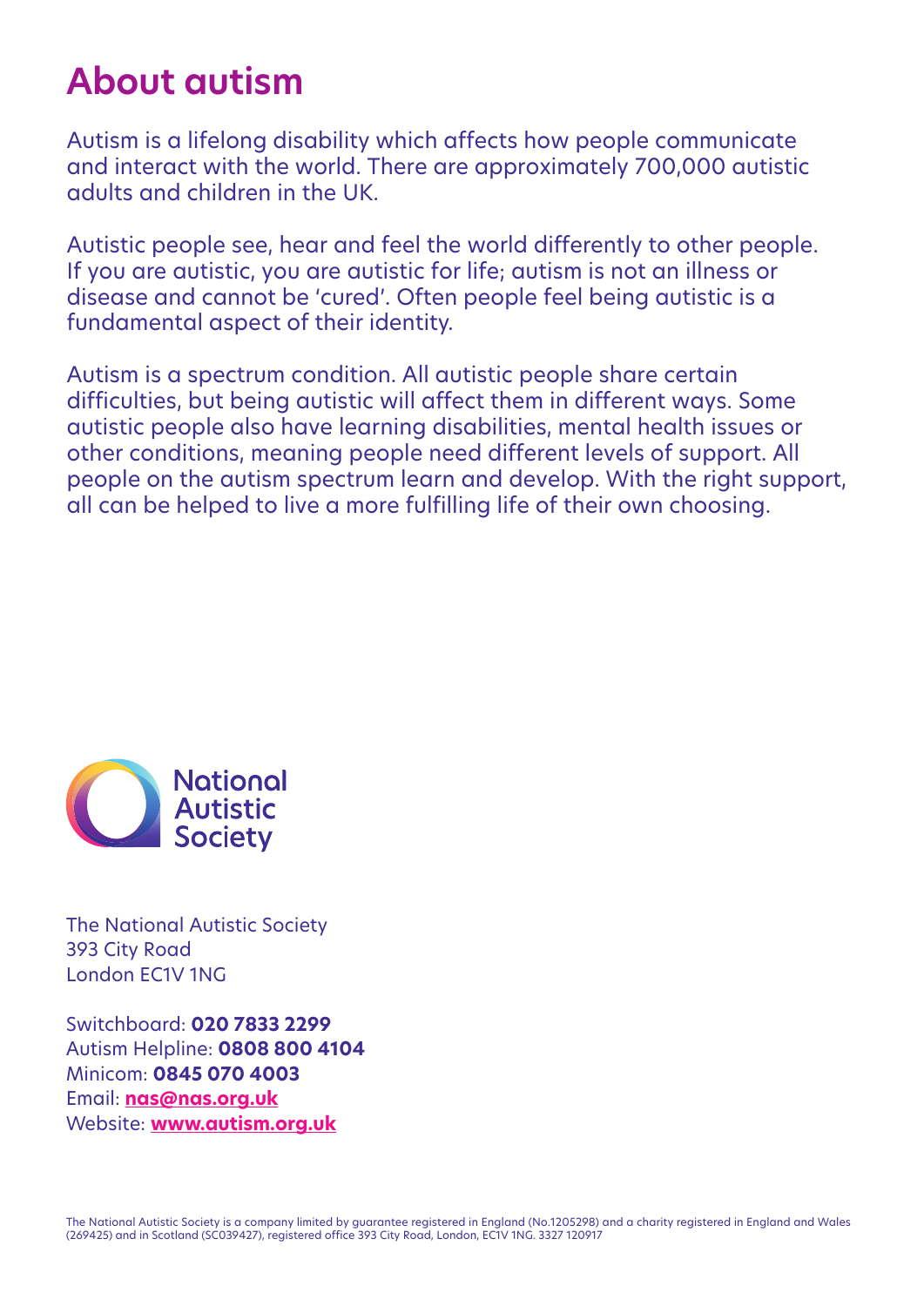# About autism

Autism is a lifelong disability which affects how people communicate and interact with the world. There are approximately 700,000 autistic adults and children in the UK.

Autistic people see, hear and feel the world differently to other people. If you are autistic, you are autistic for life; autism is not an illness or disease and cannot be 'cured'. Often people feel being autistic is a fundamental aspect of their identity.

Autism is a spectrum condition. All autistic people share certain difficulties, but being autistic will affect them in different ways. Some autistic people also have learning disabilities, mental health issues or other conditions, meaning people need different levels of support. All people on the autism spectrum learn and develop. With the right support, all can be helped to live a more fulfilling life of their own choosing.

National Autistic Society

The National Autistic Society
393 City Road
London EC1V 1NG

Switchboard: **020 7833 2299**
Autism Helpline: **0808 800 4104**
Minicom: **0845 070 4003**
Email: **nas@nas.org.uk**
Website: **www.autism.org.uk**

The National Autistic Society is a company limited by guarantee registered in England (No.1205298) and a charity registered in England and Wales (269425) and in Scotland (SC039427), registered office 393 City Road, London, EC1V 1NG. 3327 120917